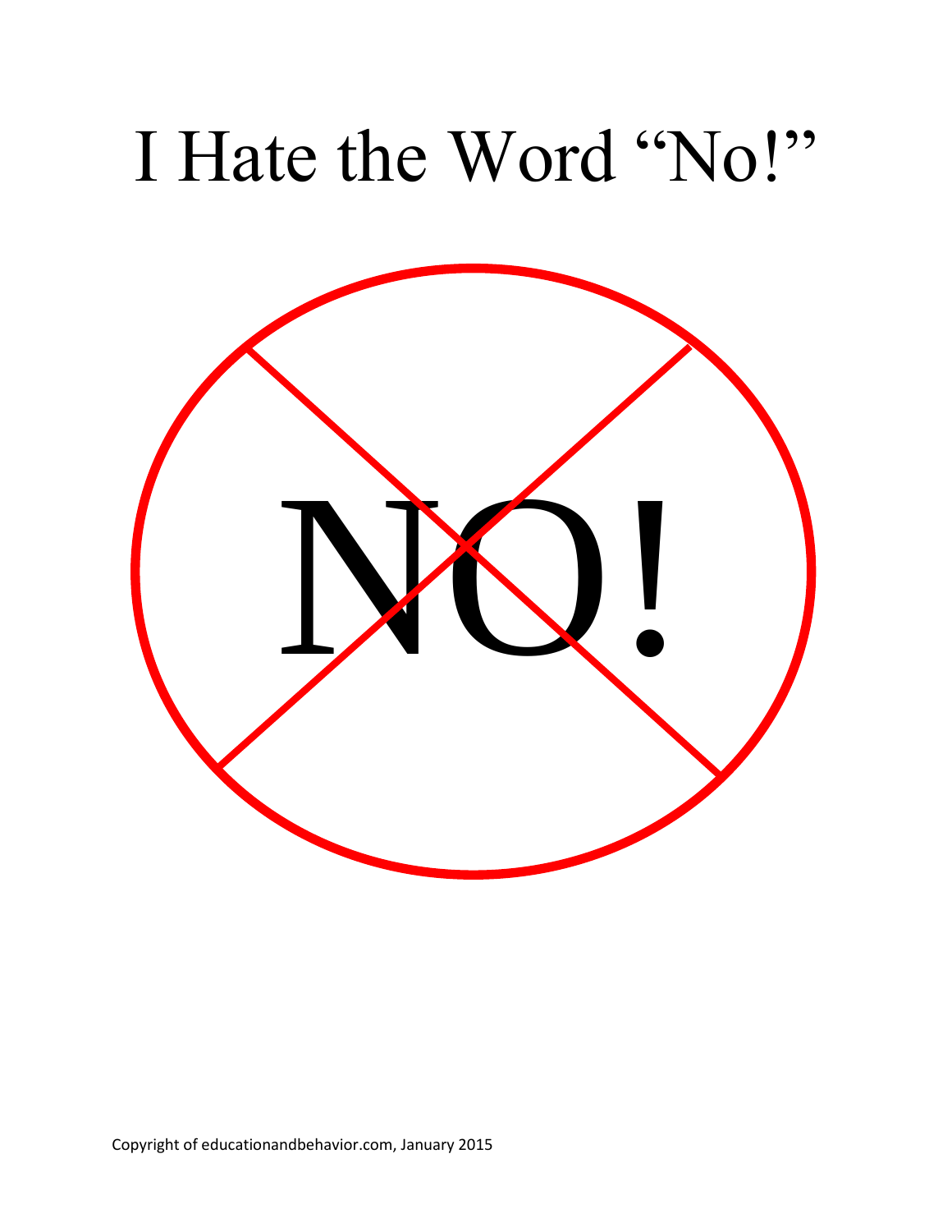# I Hate the Word "No!"

NO!

Copyright of educationandbehavior.com, January 2015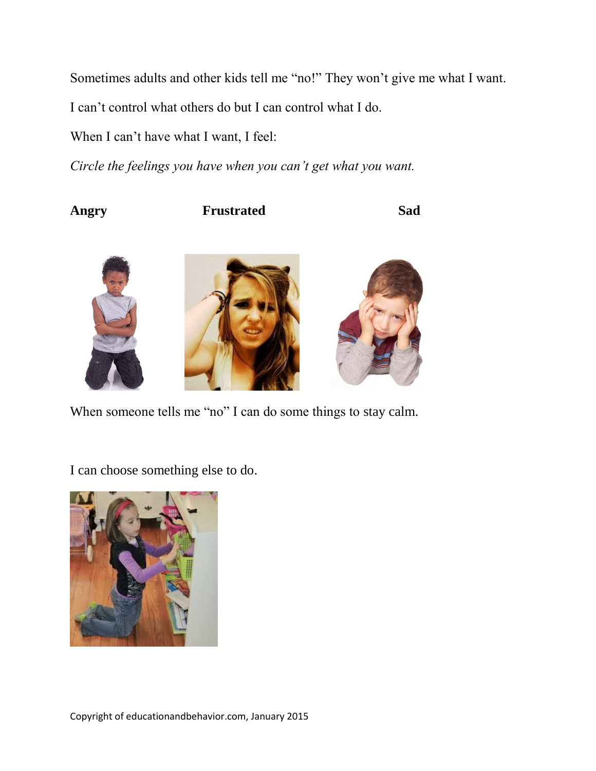Sometimes adults and other kids tell me "no!" They won't give me what I want.

I can't control what others do but I can control what I do.

When I can't have what I want, I feel:

*Circle the feelings you have when you can't get what you want.*

**Angry** **Frustrated** **Sad**

When someone tells me "no" I can do some things to stay calm.

I can choose something else to do.

Copyright of educationandbehavior.com, January 2015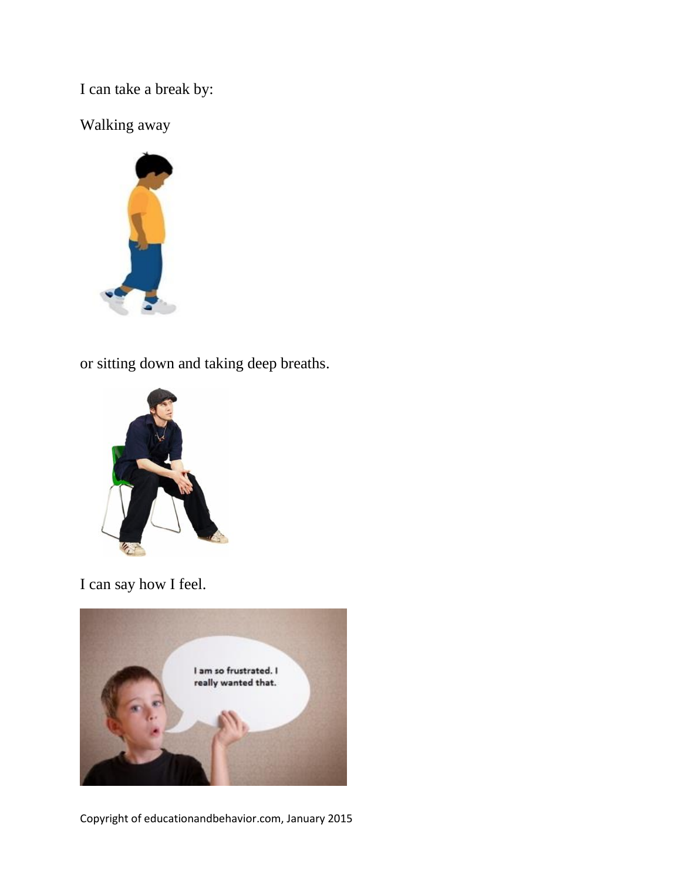I can take a break by:

Walking away

or sitting down and taking deep breaths.

I can say how I feel.

Copyright of educationandbehavior.com, January 2015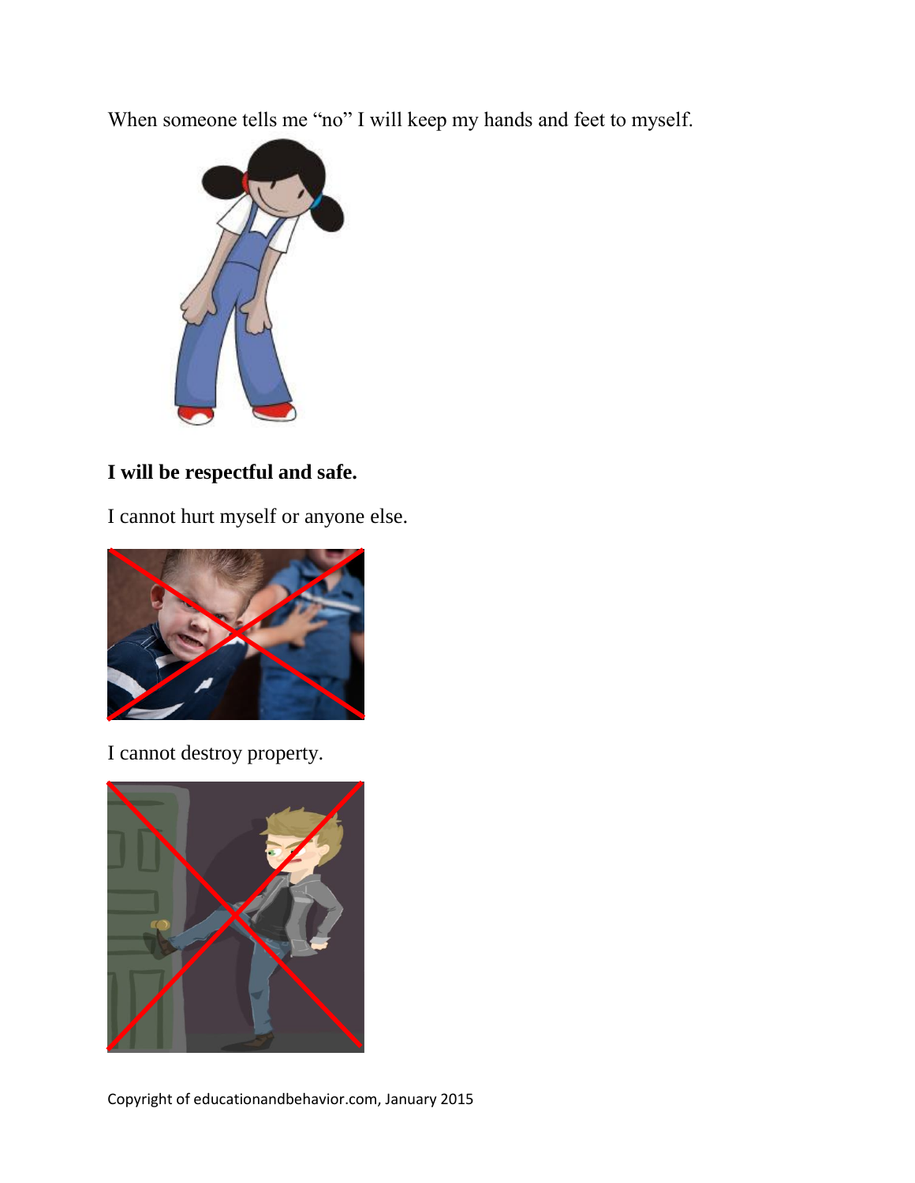When someone tells me "no" I will keep my hands and feet to myself.

**I will be respectful and safe.**

I cannot hurt myself or anyone else.

I cannot destroy property.

Copyright of educationandbehavior.com, January 2015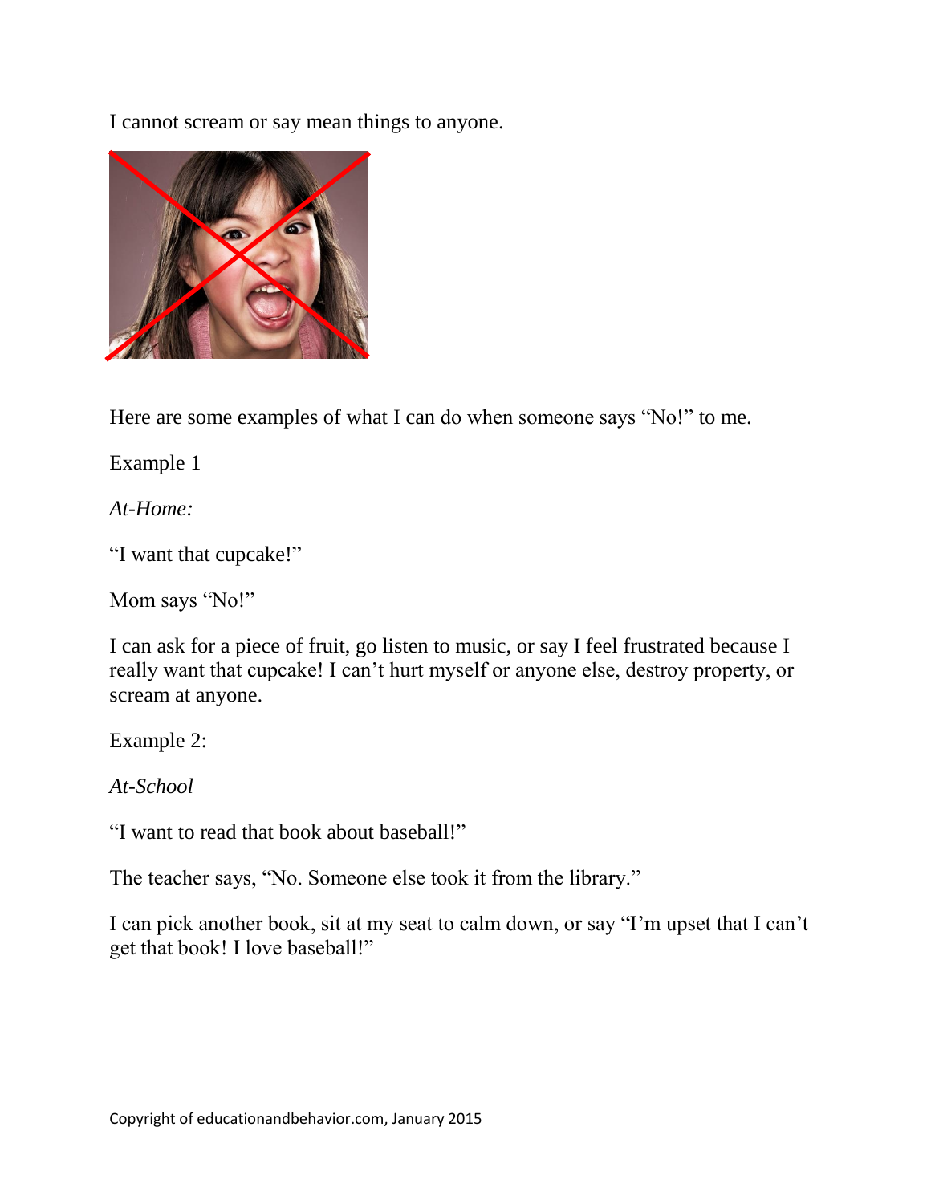I cannot scream or say mean things to anyone.

Here are some examples of what I can do when someone says "No!" to me.

Example 1

*At-Home:*

"I want that cupcake!"

Mom says "No!"

I can ask for a piece of fruit, go listen to music, or say I feel frustrated because I really want that cupcake! I can't hurt myself or anyone else, destroy property, or scream at anyone.

Example 2:

*At-School*

"I want to read that book about baseball!"

The teacher says, "No. Someone else took it from the library."

I can pick another book, sit at my seat to calm down, or say "I'm upset that I can't get that book! I love baseball!"

Copyright of educationandbehavior.com, January 2015